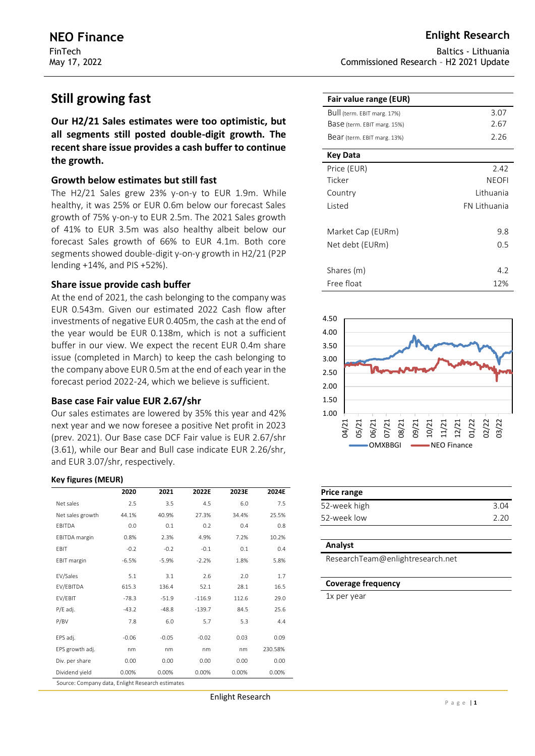# NEO Finance

FinTech
May 17, 2022

**Enlight Research**

Baltics - Lithuania
Commissioned Research – H2 2021 Update

## Still growing fast

**Our H2/21 Sales estimates were too optimistic, but all segments still posted double-digit growth. The recent share issue provides a cash buffer to continue the growth.**

### Growth below estimates but still fast

The H2/21 Sales grew 23% y-on-y to EUR 1.9m. While healthy, it was 25% or EUR 0.6m below our forecast Sales growth of 75% y-on-y to EUR 2.5m. The 2021 Sales growth of 41% to EUR 3.5m was also healthy albeit below our forecast Sales growth of 66% to EUR 4.1m. Both core segments showed double-digit y-on-y growth in H2/21 (P2P lending +14%, and PIS +52%).

### Share issue provide cash buffer

At the end of 2021, the cash belonging to the company was EUR 0.543m. Given our estimated 2022 Cash flow after investments of negative EUR 0.405m, the cash at the end of the year would be EUR 0.138m, which is not a sufficient buffer in our view. We expect the recent EUR 0.4m share issue (completed in March) to keep the cash belonging to the company above EUR 0.5m at the end of each year in the forecast period 2022-24, which we believe is sufficient.

### Base case Fair value EUR 2.67/shr

Our sales estimates are lowered by 35% this year and 42% next year and we now foresee a positive Net profit in 2023 (prev. 2021). Our Base case DCF Fair value is EUR 2.67/shr (3.61), while our Bear and Bull case indicate EUR 2.26/shr, and EUR 3.07/shr, respectively.

**Key figures (MEUR)**

| | 2020 | 2021 | 2022E | 2023E | 2024E |
|---|---|---|---|---|---|
| Net sales | 2.5 | 3.5 | 4.5 | 6.0 | 7.5 |
| Net sales growth | 44.1% | 40.9% | 27.3% | 34.4% | 25.5% |
| EBITDA | 0.0 | 0.1 | 0.2 | 0.4 | 0.8 |
| EBITDA margin | 0.8% | 2.3% | 4.9% | 7.2% | 10.2% |
| EBIT | -0.2 | -0.2 | -0.1 | 0.1 | 0.4 |
| EBIT margin | -6.5% | -5.9% | -2.2% | 1.8% | 5.8% |
| EV/Sales | 5.1 | 3.1 | 2.6 | 2.0 | 1.7 |
| EV/EBITDA | 615.3 | 136.4 | 52.1 | 28.1 | 16.5 |
| EV/EBIT | -78.3 | -51.9 | -116.9 | 112.6 | 29.0 |
| P/E adj. | -43.2 | -48.8 | -139.7 | 84.5 | 25.6 |
| P/BV | 7.8 | 6.0 | 5.7 | 5.3 | 4.4 |
| EPS adj. | -0.06 | -0.05 | -0.02 | 0.03 | 0.09 |
| EPS growth adj. | nm | nm | nm | nm | 230.58% |
| Div. per share | 0.00 | 0.00 | 0.00 | 0.00 | 0.00 |
| Dividend yield | 0.00% | 0.00% | 0.00% | 0.00% | 0.00% |

Source: Company data, Enlight Research estimates

| Fair value range (EUR) | |
|---|---|
| Bull (term. EBIT marg. 17%) | 3.07 |
| Base (term. EBIT marg. 15%) | 2.67 |
| Bear (term. EBIT marg. 13%) | 2.26 |

| Key Data | |
|---|---|
| Price (EUR) | 2.42 |
| Ticker | NEOFI |
| Country | Lithuania |
| Listed | FN Lithuania |
| Market Cap (EURm) | 9.8 |
| Net debt (EURm) | 0.5 |
| Shares (m) | 4.2 |
| Free float | 12% |

| Price range | |
|---|---|
| 52-week high | 3.04 |
| 52-week low | 2.20 |

**Analyst**

ResearchTeam@enlightresearch.net

**Coverage frequency**

1x per year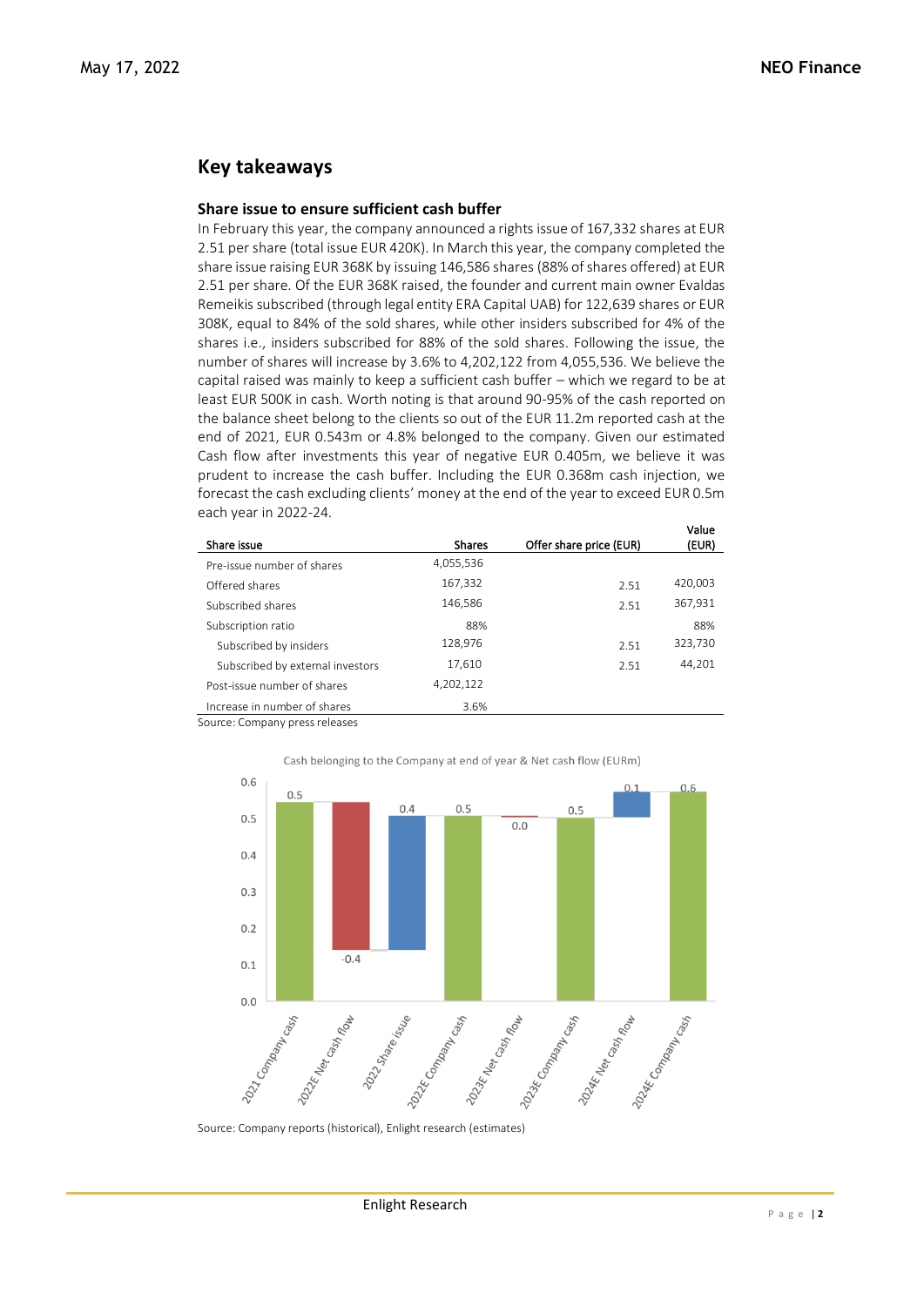## Key takeaways

### Share issue to ensure sufficient cash buffer

In February this year, the company announced a rights issue of 167,332 shares at EUR 2.51 per share (total issue EUR 420K). In March this year, the company completed the share issue raising EUR 368K by issuing 146,586 shares (88% of shares offered) at EUR 2.51 per share. Of the EUR 368K raised, the founder and current main owner Evaldas Remeikis subscribed (through legal entity ERA Capital UAB) for 122,639 shares or EUR 308K, equal to 84% of the sold shares, while other insiders subscribed for 4% of the shares i.e., insiders subscribed for 88% of the sold shares. Following the issue, the number of shares will increase by 3.6% to 4,202,122 from 4,055,536. We believe the capital raised was mainly to keep a sufficient cash buffer – which we regard to be at least EUR 500K in cash. Worth noting is that around 90-95% of the cash reported on the balance sheet belong to the clients so out of the EUR 11.2m reported cash at the end of 2021, EUR 0.543m or 4.8% belonged to the company. Given our estimated Cash flow after investments this year of negative EUR 0.405m, we believe it was prudent to increase the cash buffer. Including the EUR 0.368m cash injection, we forecast the cash excluding clients' money at the end of the year to exceed EUR 0.5m each year in 2022-24.

| Share issue | Shares | Offer share price (EUR) | Value (EUR) |
|---|---|---|---|
| Pre-issue number of shares | 4,055,536 | | |
| Offered shares | 167,332 | 2.51 | 420,003 |
| Subscribed shares | 146,586 | 2.51 | 367,931 |
| Subscription ratio | 88% | | 88% |
| Subscribed by insiders | 128,976 | 2.51 | 323,730 |
| Subscribed by external investors | 17,610 | 2.51 | 44,201 |
| Post-issue number of shares | 4,202,122 | | |
| Increase in number of shares | 3.6% | | |

Source: Company press releases

Cash belonging to the Company at end of year & Net cash flow (EURm)

| | EURm |
|---|---|
| 2021 Company cash | 0.5 |
| 2022E Net cash flow | -0.4 |
| 2022 Share issue | 0.4 |
| 2022E Company cash | 0.5 |
| 2023E Net cash flow | 0.0 |
| 2023E Company cash | 0.5 |
| 2024E Net cash flow | 0.1 |
| 2024E Company cash | 0.6 |

Source: Company reports (historical), Enlight research (estimates)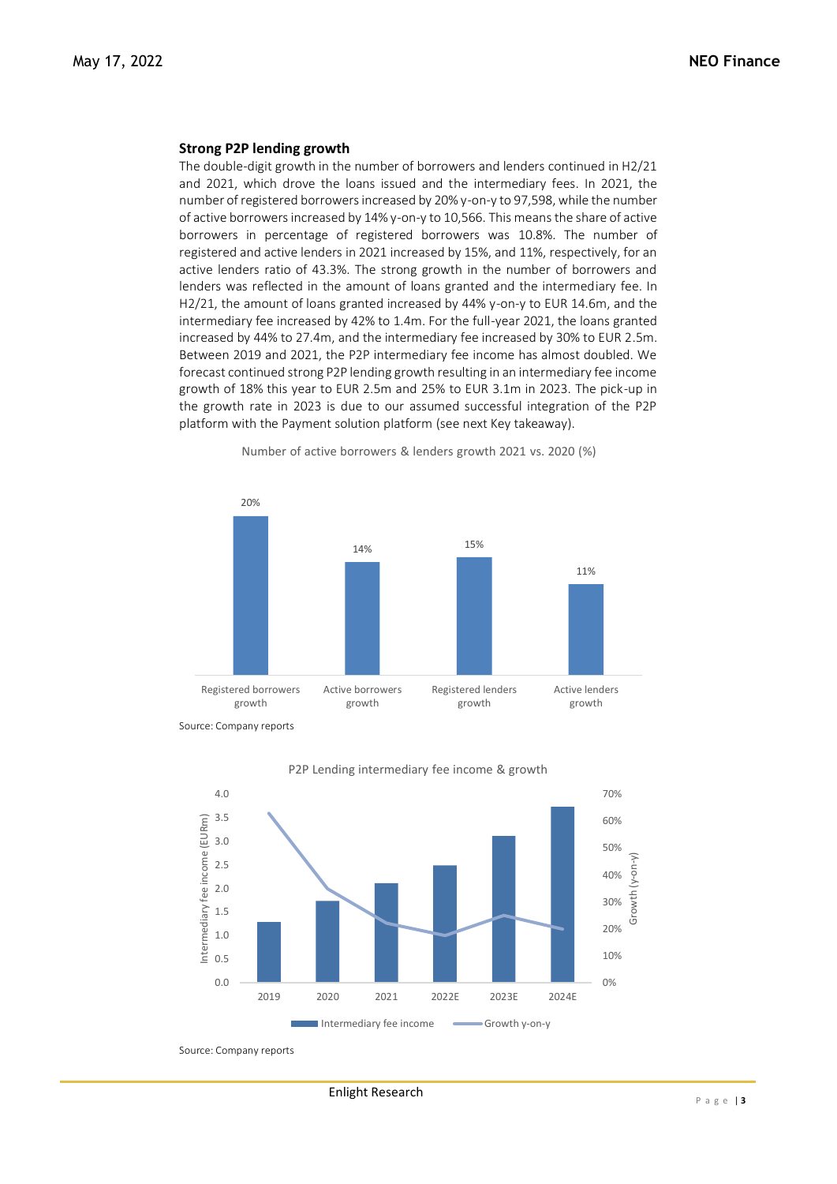## Strong P2P lending growth

The double-digit growth in the number of borrowers and lenders continued in H2/21 and 2021, which drove the loans issued and the intermediary fees. In 2021, the number of registered borrowers increased by 20% y-on-y to 97,598, while the number of active borrowers increased by 14% y-on-y to 10,566. This means the share of active borrowers in percentage of registered borrowers was 10.8%. The number of registered and active lenders in 2021 increased by 15%, and 11%, respectively, for an active lenders ratio of 43.3%. The strong growth in the number of borrowers and lenders was reflected in the amount of loans granted and the intermediary fee. In H2/21, the amount of loans granted increased by 44% y-on-y to EUR 14.6m, and the intermediary fee increased by 42% to 1.4m. For the full-year 2021, the loans granted increased by 44% to 27.4m, and the intermediary fee increased by 30% to EUR 2.5m. Between 2019 and 2021, the P2P intermediary fee income has almost doubled. We forecast continued strong P2P lending growth resulting in an intermediary fee income growth of 18% this year to EUR 2.5m and 25% to EUR 3.1m in 2023. The pick-up in the growth rate in 2023 is due to our assumed successful integration of the P2P platform with the Payment solution platform (see next Key takeaway).

Number of active borrowers & lenders growth 2021 vs. 2020 (%)

| Registered borrowers growth | Active borrowers growth | Registered lenders growth | Active lenders growth |
|---|---|---|---|
| 20% | 14% | 15% | 11% |

Source: Company reports

P2P Lending intermediary fee income & growth

Source: Company reports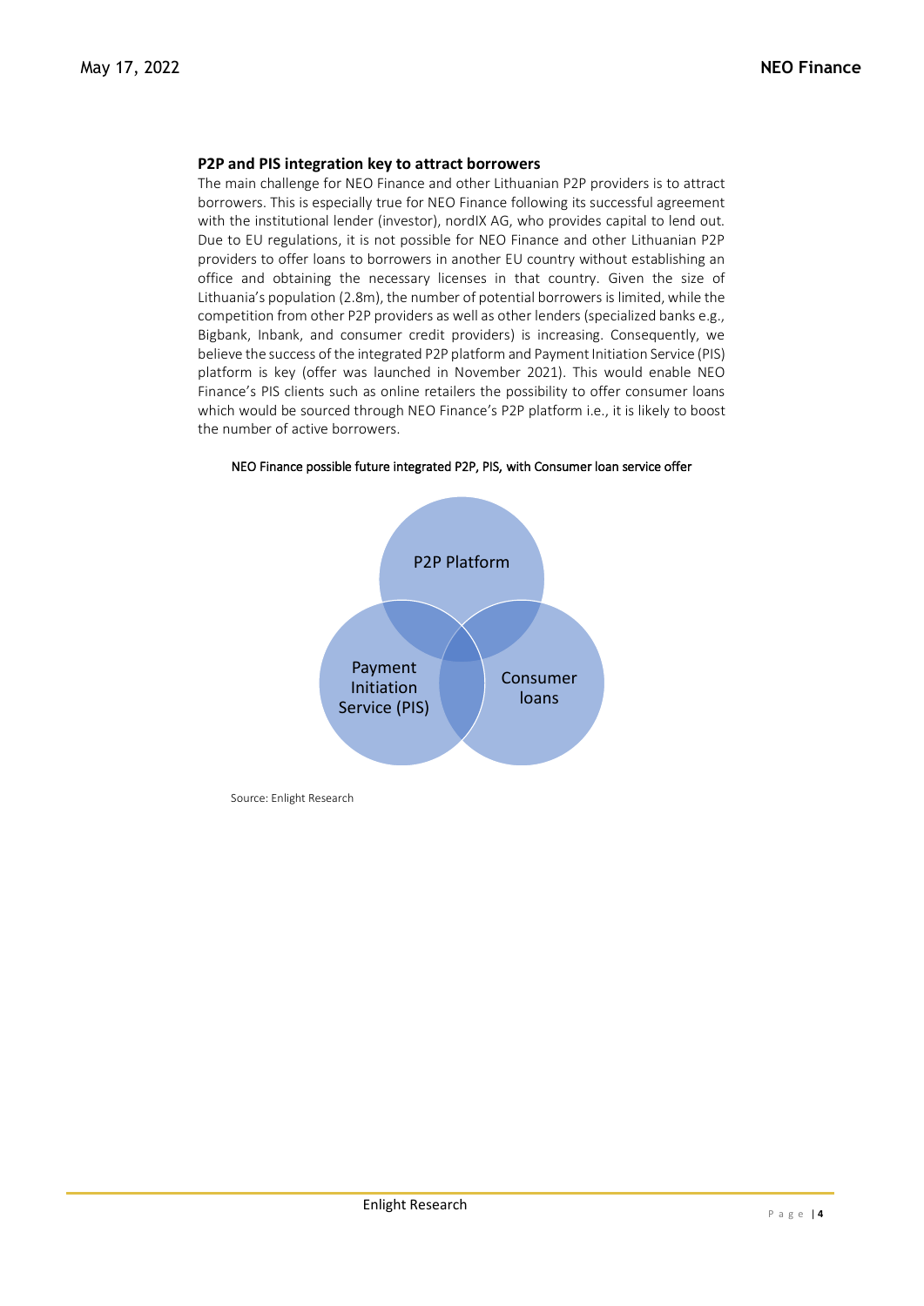### P2P and PIS integration key to attract borrowers

The main challenge for NEO Finance and other Lithuanian P2P providers is to attract borrowers. This is especially true for NEO Finance following its successful agreement with the institutional lender (investor), nordIX AG, who provides capital to lend out. Due to EU regulations, it is not possible for NEO Finance and other Lithuanian P2P providers to offer loans to borrowers in another EU country without establishing an office and obtaining the necessary licenses in that country. Given the size of Lithuania's population (2.8m), the number of potential borrowers is limited, while the competition from other P2P providers as well as other lenders (specialized banks e.g., Bigbank, Inbank, and consumer credit providers) is increasing. Consequently, we believe the success of the integrated P2P platform and Payment Initiation Service (PIS) platform is key (offer was launched in November 2021). This would enable NEO Finance's PIS clients such as online retailers the possibility to offer consumer loans which would be sourced through NEO Finance's P2P platform i.e., it is likely to boost the number of active borrowers.

NEO Finance possible future integrated P2P, PIS, with Consumer loan service offer

P2P Platform

Payment Initiation Service (PIS)

Consumer loans

Source: Enlight Research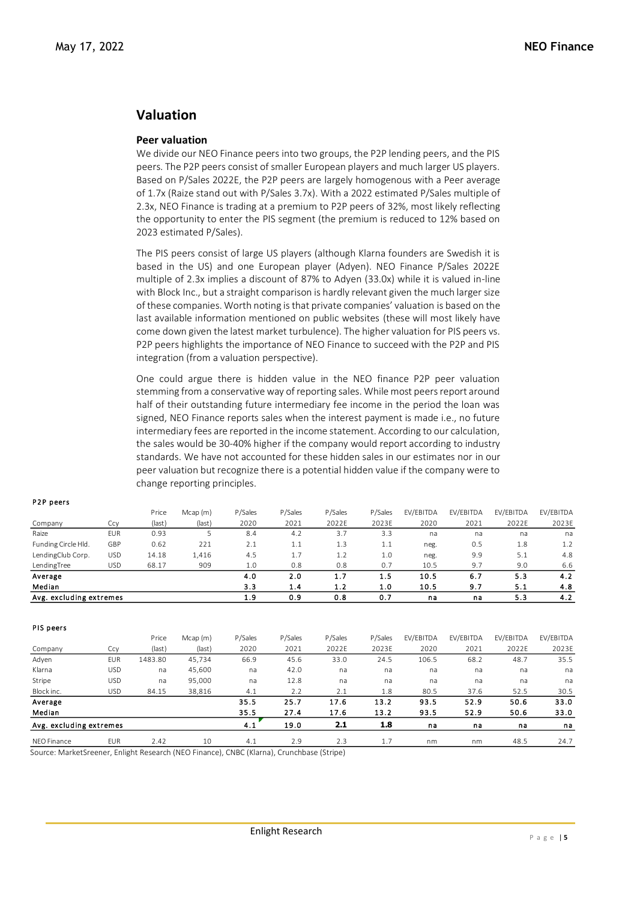## Valuation

### Peer valuation

We divide our NEO Finance peers into two groups, the P2P lending peers, and the PIS peers. The P2P peers consist of smaller European players and much larger US players. Based on P/Sales 2022E, the P2P peers are largely homogenous with a Peer average of 1.7x (Raize stand out with P/Sales 3.7x). With a 2022 estimated P/Sales multiple of 2.3x, NEO Finance is trading at a premium to P2P peers of 32%, most likely reflecting the opportunity to enter the PIS segment (the premium is reduced to 12% based on 2023 estimated P/Sales).

The PIS peers consist of large US players (although Klarna founders are Swedish it is based in the US) and one European player (Adyen). NEO Finance P/Sales 2022E multiple of 2.3x implies a discount of 87% to Adyen (33.0x) while it is valued in-line with Block Inc., but a straight comparison is hardly relevant given the much larger size of these companies. Worth noting is that private companies' valuation is based on the last available information mentioned on public websites (these will most likely have come down given the latest market turbulence). The higher valuation for PIS peers vs. P2P peers highlights the importance of NEO Finance to succeed with the P2P and PIS integration (from a valuation perspective).

One could argue there is hidden value in the NEO finance P2P peer valuation stemming from a conservative way of reporting sales. While most peers report around half of their outstanding future intermediary fee income in the period the loan was signed, NEO Finance reports sales when the interest payment is made i.e., no future intermediary fees are reported in the income statement. According to our calculation, the sales would be 30-40% higher if the company would report according to industry standards. We have not accounted for these hidden sales in our estimates nor in our peer valuation but recognize there is a potential hidden value if the company were to change reporting principles.

**P2P peers**

| Company | Ccy | Price (last) | Mcap (m) (last) | P/Sales 2020 | P/Sales 2021 | P/Sales 2022E | P/Sales 2023E | EV/EBITDA 2020 | EV/EBITDA 2021 | EV/EBITDA 2022E | EV/EBITDA 2023E |
|---|---|---|---|---|---|---|---|---|---|---|---|
| Raize | EUR | 0.93 | 5 | 8.4 | 4.2 | 3.7 | 3.3 | na | na | na | na |
| Funding Circle Hld. | GBP | 0.62 | 221 | 2.1 | 1.1 | 1.3 | 1.1 | neg. | 0.5 | 1.8 | 1.2 |
| LendingClub Corp. | USD | 14.18 | 1,416 | 4.5 | 1.7 | 1.2 | 1.0 | neg. | 9.9 | 5.1 | 4.8 |
| LendingTree | USD | 68.17 | 909 | 1.0 | 0.8 | 0.8 | 0.7 | 10.5 | 9.7 | 9.0 | 6.6 |
| **Average** | | | | **4.0** | **2.0** | **1.7** | **1.5** | **10.5** | **6.7** | **5.3** | **4.2** |
| **Median** | | | | **3.3** | **1.4** | **1.2** | **1.0** | **10.5** | **9.7** | **5.1** | **4.8** |
| **Avg. excluding extremes** | | | | **1.9** | **0.9** | **0.8** | **0.7** | **na** | **na** | **5.3** | **4.2** |

**PIS peers**

| Company | Ccy | Price (last) | Mcap (m) (last) | P/Sales 2020 | P/Sales 2021 | P/Sales 2022E | P/Sales 2023E | EV/EBITDA 2020 | EV/EBITDA 2021 | EV/EBITDA 2022E | EV/EBITDA 2023E |
|---|---|---|---|---|---|---|---|---|---|---|---|
| Adyen | EUR | 1483.80 | 45,734 | 66.9 | 45.6 | 33.0 | 24.5 | 106.5 | 68.2 | 48.7 | 35.5 |
| Klarna | USD | na | 45,600 | na | 42.0 | na | na | na | na | na | na |
| Stripe | USD | na | 95,000 | na | 12.8 | na | na | na | na | na | na |
| Block inc. | USD | 84.15 | 38,816 | 4.1 | 2.2 | 2.1 | 1.8 | 80.5 | 37.6 | 52.5 | 30.5 |
| **Average** | | | | **35.5** | **25.7** | **17.6** | **13.2** | **93.5** | **52.9** | **50.6** | **33.0** |
| **Median** | | | | **35.5** | **27.4** | **17.6** | **13.2** | **93.5** | **52.9** | **50.6** | **33.0** |
| **Avg. excluding extremes** | | | | **4.1** | **19.0** | **2.1** | **1.8** | **na** | **na** | **na** | **na** |
| NEO Finance | EUR | 2.42 | 10 | 4.1 | 2.9 | 2.3 | 1.7 | nm | nm | 48.5 | 24.7 |

Source: MarketSreener, Enlight Research (NEO Finance), CNBC (Klarna), Crunchbase (Stripe)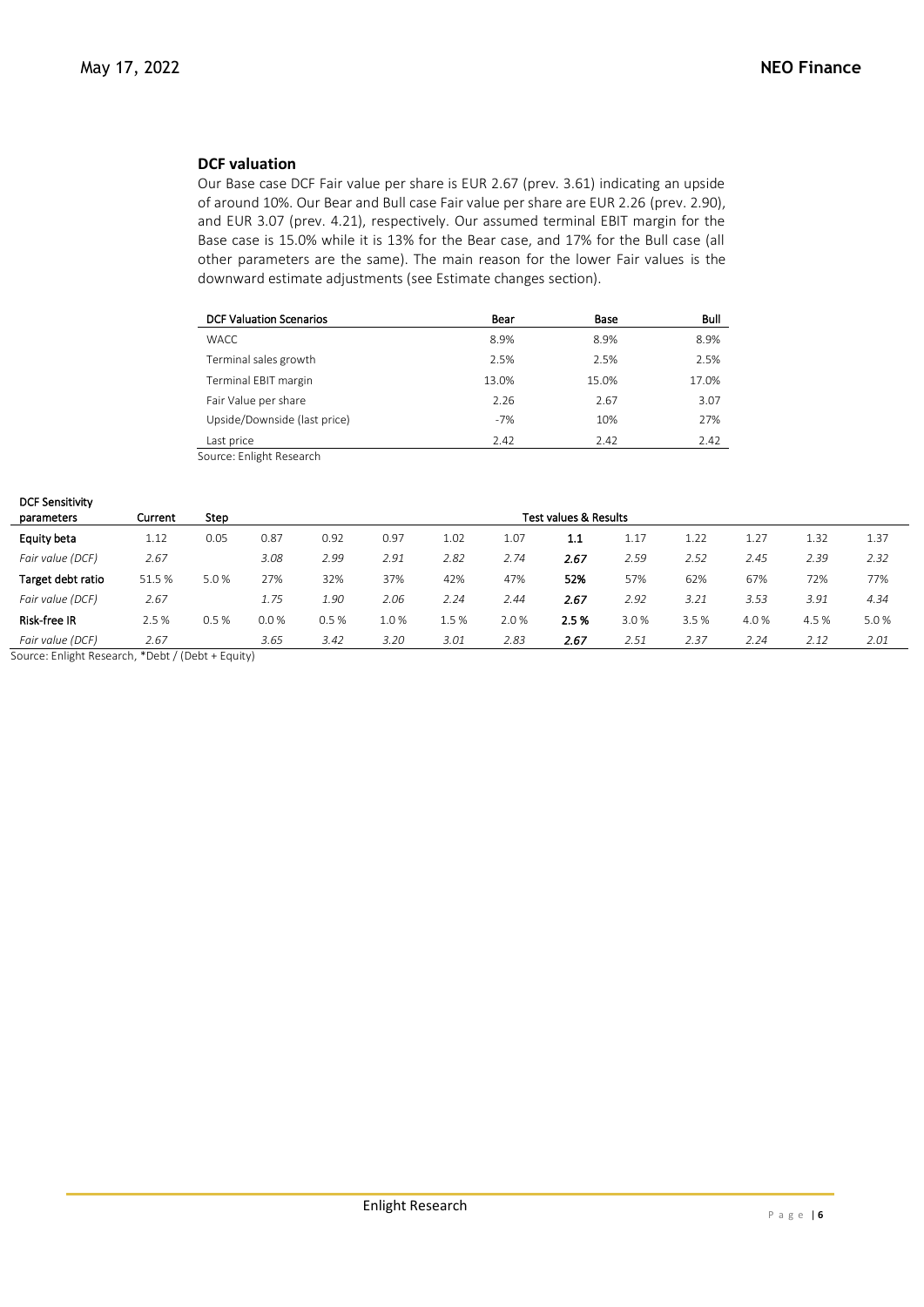## DCF valuation

Our Base case DCF Fair value per share is EUR 2.67 (prev. 3.61) indicating an upside of around 10%. Our Bear and Bull case Fair value per share are EUR 2.26 (prev. 2.90), and EUR 3.07 (prev. 4.21), respectively. Our assumed terminal EBIT margin for the Base case is 15.0% while it is 13% for the Bear case, and 17% for the Bull case (all other parameters are the same). The main reason for the lower Fair values is the downward estimate adjustments (see Estimate changes section).

| DCF Valuation Scenarios | Bear | Base | Bull |
|---|---|---|---|
| WACC | 8.9% | 8.9% | 8.9% |
| Terminal sales growth | 2.5% | 2.5% | 2.5% |
| Terminal EBIT margin | 13.0% | 15.0% | 17.0% |
| Fair Value per share | 2.26 | 2.67 | 3.07 |
| Upside/Downside (last price) | -7% | 10% | 27% |
| Last price | 2.42 | 2.42 | 2.42 |

Source: Enlight Research

| DCF Sensitivity parameters | Current | Step | Test values & Results | | | | | | | | | | | | |
|---|---|---|---|---|---|---|---|---|---|---|---|---|---|---|---|
| **Equity beta** | 1.12 | 0.05 | 0.87 | 0.92 | 0.97 | 1.02 | 1.07 | **1.1** | 1.17 | 1.22 | 1.27 | 1.32 | 1.37 |
| *Fair value (DCF)* | *2.67* | | *3.08* | *2.99* | *2.91* | *2.82* | *2.74* | ***2.67*** | *2.59* | *2.52* | *2.45* | *2.39* | *2.32* |
| **Target debt ratio** | 51.5 % | 5.0 % | 27% | 32% | 37% | 42% | 47% | **52%** | 57% | 62% | 67% | 72% | 77% |
| *Fair value (DCF)* | *2.67* | | *1.75* | *1.90* | *2.06* | *2.24* | *2.44* | ***2.67*** | *2.92* | *3.21* | *3.53* | *3.91* | *4.34* |
| **Risk-free IR** | 2.5 % | 0.5 % | 0.0 % | 0.5 % | 1.0 % | 1.5 % | 2.0 % | **2.5 %** | 3.0 % | 3.5 % | 4.0 % | 4.5 % | 5.0 % |
| *Fair value (DCF)* | *2.67* | | *3.65* | *3.42* | *3.20* | *3.01* | *2.83* | ***2.67*** | *2.51* | *2.37* | *2.24* | *2.12* | *2.01* |

Source: Enlight Research, *Debt / (Debt + Equity)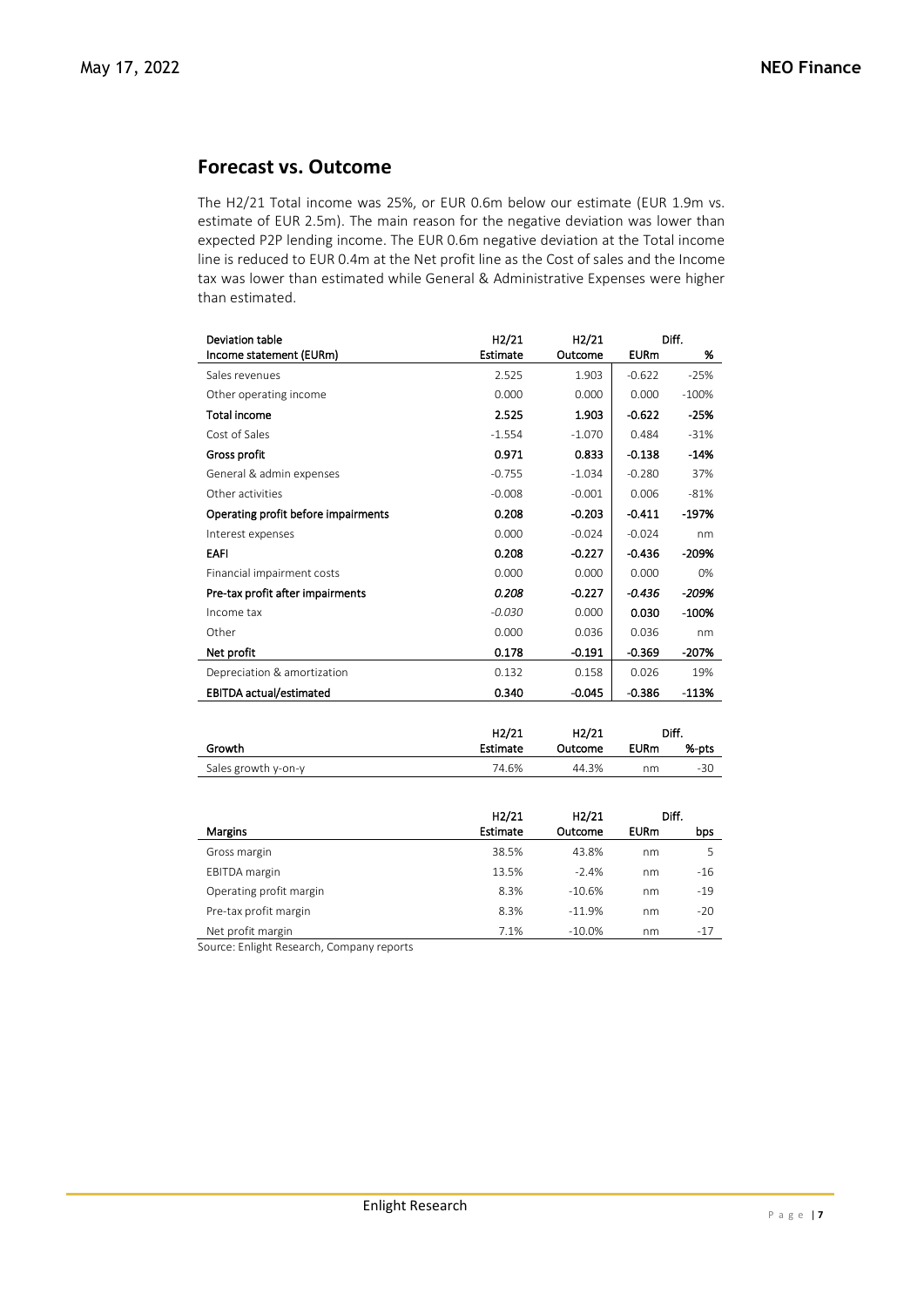## Forecast vs. Outcome

The H2/21 Total income was 25%, or EUR 0.6m below our estimate (EUR 1.9m vs. estimate of EUR 2.5m). The main reason for the negative deviation was lower than expected P2P lending income. The EUR 0.6m negative deviation at the Total income line is reduced to EUR 0.4m at the Net profit line as the Cost of sales and the Income tax was lower than estimated while General & Administrative Expenses were higher than estimated.

| Deviation table | H2/21 | H2/21 | Diff. | |
|---|---|---|---|---|
| **Income statement (EURm)** | **Estimate** | **Outcome** | **EURm** | **%** |
| Sales revenues | 2.525 | 1.903 | -0.622 | -25% |
| Other operating income | 0.000 | 0.000 | 0.000 | -100% |
| **Total income** | **2.525** | **1.903** | **-0.622** | **-25%** |
| Cost of Sales | -1.554 | -1.070 | 0.484 | -31% |
| **Gross profit** | **0.971** | **0.833** | **-0.138** | **-14%** |
| General & admin expenses | -0.755 | -1.034 | -0.280 | 37% |
| Other activities | -0.008 | -0.001 | 0.006 | -81% |
| **Operating profit before impairments** | **0.208** | **-0.203** | **-0.411** | **-197%** |
| Interest expenses | 0.000 | -0.024 | -0.024 | nm |
| **EAFI** | **0.208** | **-0.227** | **-0.436** | **-209%** |
| Financial impairment costs | 0.000 | 0.000 | 0.000 | 0% |
| **Pre-tax profit after impairments** | ***0.208*** | **-0.227** | ***-0.436*** | ***-209%*** |
| Income tax | *-0.030* | 0.000 | **0.030** | **-100%** |
| Other | 0.000 | 0.036 | 0.036 | nm |
| **Net profit** | **0.178** | **-0.191** | **-0.369** | **-207%** |
| Depreciation & amortization | 0.132 | 0.158 | 0.026 | 19% |
| **EBITDA actual/estimated** | **0.340** | **-0.045** | **-0.386** | **-113%** |

| | H2/21 | H2/21 | Diff. | |
|---|---|---|---|---|
| **Growth** | **Estimate** | **Outcome** | **EURm** | **%-pts** |
| Sales growth y-on-y | 74.6% | 44.3% | nm | -30 |

| | H2/21 | H2/21 | Diff. | |
|---|---|---|---|---|
| **Margins** | **Estimate** | **Outcome** | **EURm** | **bps** |
| Gross margin | 38.5% | 43.8% | nm | 5 |
| EBITDA margin | 13.5% | -2.4% | nm | -16 |
| Operating profit margin | 8.3% | -10.6% | nm | -19 |
| Pre-tax profit margin | 8.3% | -11.9% | nm | -20 |
| Net profit margin | 7.1% | -10.0% | nm | -17 |

Source: Enlight Research, Company reports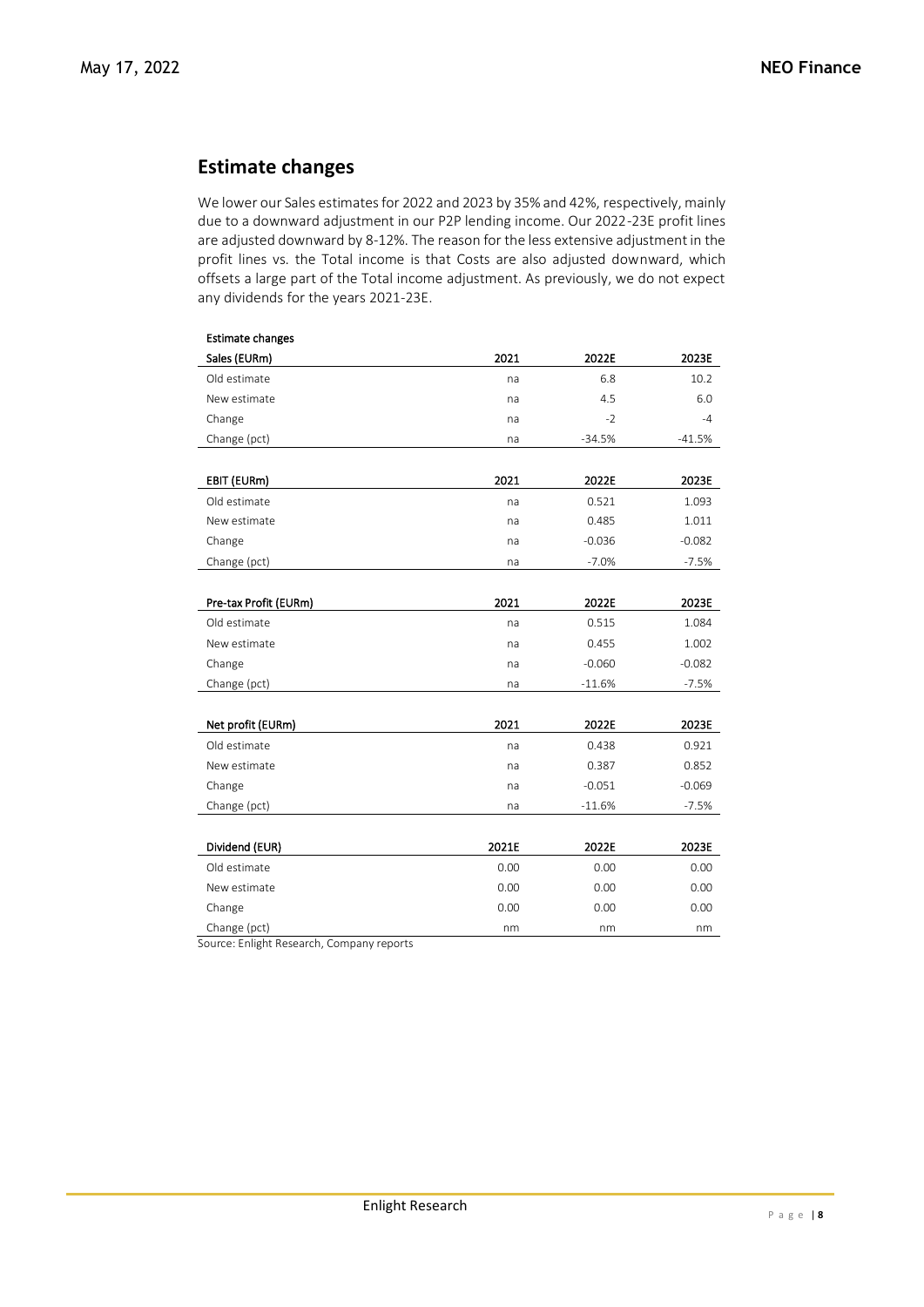## Estimate changes

We lower our Sales estimates for 2022 and 2023 by 35% and 42%, respectively, mainly due to a downward adjustment in our P2P lending income. Our 2022-23E profit lines are adjusted downward by 8-12%. The reason for the less extensive adjustment in the profit lines vs. the Total income is that Costs are also adjusted downward, which offsets a large part of the Total income adjustment. As previously, we do not expect any dividends for the years 2021-23E.

**Estimate changes**

| Sales (EURm) | 2021 | 2022E | 2023E |
|---|---|---|---|
| Old estimate | na | 6.8 | 10.2 |
| New estimate | na | 4.5 | 6.0 |
| Change | na | -2 | -4 |
| Change (pct) | na | -34.5% | -41.5% |

| EBIT (EURm) | 2021 | 2022E | 2023E |
|---|---|---|---|
| Old estimate | na | 0.521 | 1.093 |
| New estimate | na | 0.485 | 1.011 |
| Change | na | -0.036 | -0.082 |
| Change (pct) | na | -7.0% | -7.5% |

| Pre-tax Profit (EURm) | 2021 | 2022E | 2023E |
|---|---|---|---|
| Old estimate | na | 0.515 | 1.084 |
| New estimate | na | 0.455 | 1.002 |
| Change | na | -0.060 | -0.082 |
| Change (pct) | na | -11.6% | -7.5% |

| Net profit (EURm) | 2021 | 2022E | 2023E |
|---|---|---|---|
| Old estimate | na | 0.438 | 0.921 |
| New estimate | na | 0.387 | 0.852 |
| Change | na | -0.051 | -0.069 |
| Change (pct) | na | -11.6% | -7.5% |

| Dividend (EUR) | 2021E | 2022E | 2023E |
|---|---|---|---|
| Old estimate | 0.00 | 0.00 | 0.00 |
| New estimate | 0.00 | 0.00 | 0.00 |
| Change | 0.00 | 0.00 | 0.00 |
| Change (pct) | nm | nm | nm |

Source: Enlight Research, Company reports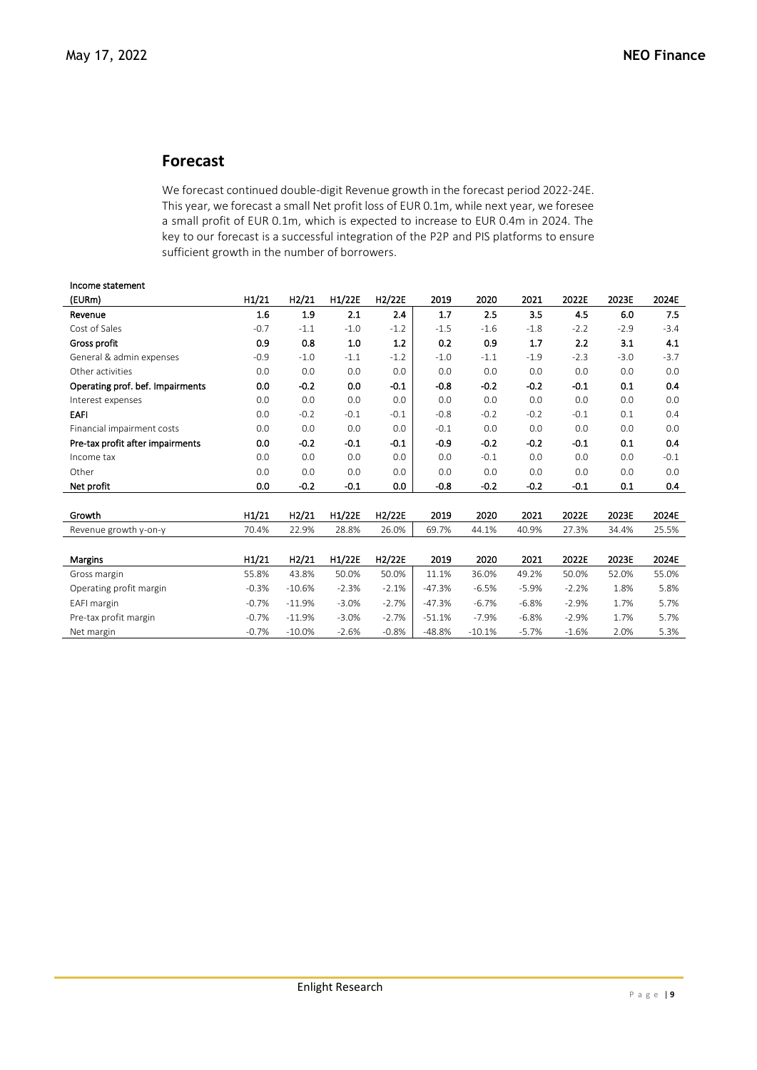## Forecast

We forecast continued double-digit Revenue growth in the forecast period 2022-24E. This year, we forecast a small Net profit loss of EUR 0.1m, while next year, we foresee a small profit of EUR 0.1m, which is expected to increase to EUR 0.4m in 2024. The key to our forecast is a successful integration of the P2P and PIS platforms to ensure sufficient growth in the number of borrowers.

| Income statement (EURm) | H1/21 | H2/21 | H1/22E | H2/22E | 2019 | 2020 | 2021 | 2022E | 2023E | 2024E |
|---|---|---|---|---|---|---|---|---|---|---|
| **Revenue** | **1.6** | **1.9** | **2.1** | **2.4** | **1.7** | **2.5** | **3.5** | **4.5** | **6.0** | **7.5** |
| Cost of Sales | -0.7 | -1.1 | -1.0 | -1.2 | -1.5 | -1.6 | -1.8 | -2.2 | -2.9 | -3.4 |
| **Gross profit** | **0.9** | **0.8** | **1.0** | **1.2** | **0.2** | **0.9** | **1.7** | **2.2** | **3.1** | **4.1** |
| General & admin expenses | -0.9 | -1.0 | -1.1 | -1.2 | -1.0 | -1.1 | -1.9 | -2.3 | -3.0 | -3.7 |
| Other activities | 0.0 | 0.0 | 0.0 | 0.0 | 0.0 | 0.0 | 0.0 | 0.0 | 0.0 | 0.0 |
| **Operating prof. bef. Impairments** | **0.0** | **-0.2** | **0.0** | **-0.1** | **-0.8** | **-0.2** | **-0.2** | **-0.1** | **0.1** | **0.4** |
| Interest expenses | 0.0 | 0.0 | 0.0 | 0.0 | 0.0 | 0.0 | 0.0 | 0.0 | 0.0 | 0.0 |
| **EAFI** | 0.0 | -0.2 | -0.1 | -0.1 | -0.8 | -0.2 | -0.2 | -0.1 | 0.1 | 0.4 |
| Financial impairment costs | 0.0 | 0.0 | 0.0 | 0.0 | -0.1 | 0.0 | 0.0 | 0.0 | 0.0 | 0.0 |
| **Pre-tax profit after impairments** | **0.0** | **-0.2** | **-0.1** | **-0.1** | **-0.9** | **-0.2** | **-0.2** | **-0.1** | **0.1** | **0.4** |
| Income tax | 0.0 | 0.0 | 0.0 | 0.0 | 0.0 | -0.1 | 0.0 | 0.0 | 0.0 | -0.1 |
| Other | 0.0 | 0.0 | 0.0 | 0.0 | 0.0 | 0.0 | 0.0 | 0.0 | 0.0 | 0.0 |
| **Net profit** | **0.0** | **-0.2** | **-0.1** | **0.0** | **-0.8** | **-0.2** | **-0.2** | **-0.1** | **0.1** | **0.4** |

| Growth | H1/21 | H2/21 | H1/22E | H2/22E | 2019 | 2020 | 2021 | 2022E | 2023E | 2024E |
|---|---|---|---|---|---|---|---|---|---|---|
| Revenue growth y-on-y | 70.4% | 22.9% | 28.8% | 26.0% | 69.7% | 44.1% | 40.9% | 27.3% | 34.4% | 25.5% |

| Margins | H1/21 | H2/21 | H1/22E | H2/22E | 2019 | 2020 | 2021 | 2022E | 2023E | 2024E |
|---|---|---|---|---|---|---|---|---|---|---|
| Gross margin | 55.8% | 43.8% | 50.0% | 50.0% | 11.1% | 36.0% | 49.2% | 50.0% | 52.0% | 55.0% |
| Operating profit margin | -0.3% | -10.6% | -2.3% | -2.1% | -47.3% | -6.5% | -5.9% | -2.2% | 1.8% | 5.8% |
| EAFI margin | -0.7% | -11.9% | -3.0% | -2.7% | -47.3% | -6.7% | -6.8% | -2.9% | 1.7% | 5.7% |
| Pre-tax profit margin | -0.7% | -11.9% | -3.0% | -2.7% | -51.1% | -7.9% | -6.8% | -2.9% | 1.7% | 5.7% |
| Net margin | -0.7% | -10.0% | -2.6% | -0.8% | -48.8% | -10.1% | -5.7% | -1.6% | 2.0% | 5.3% |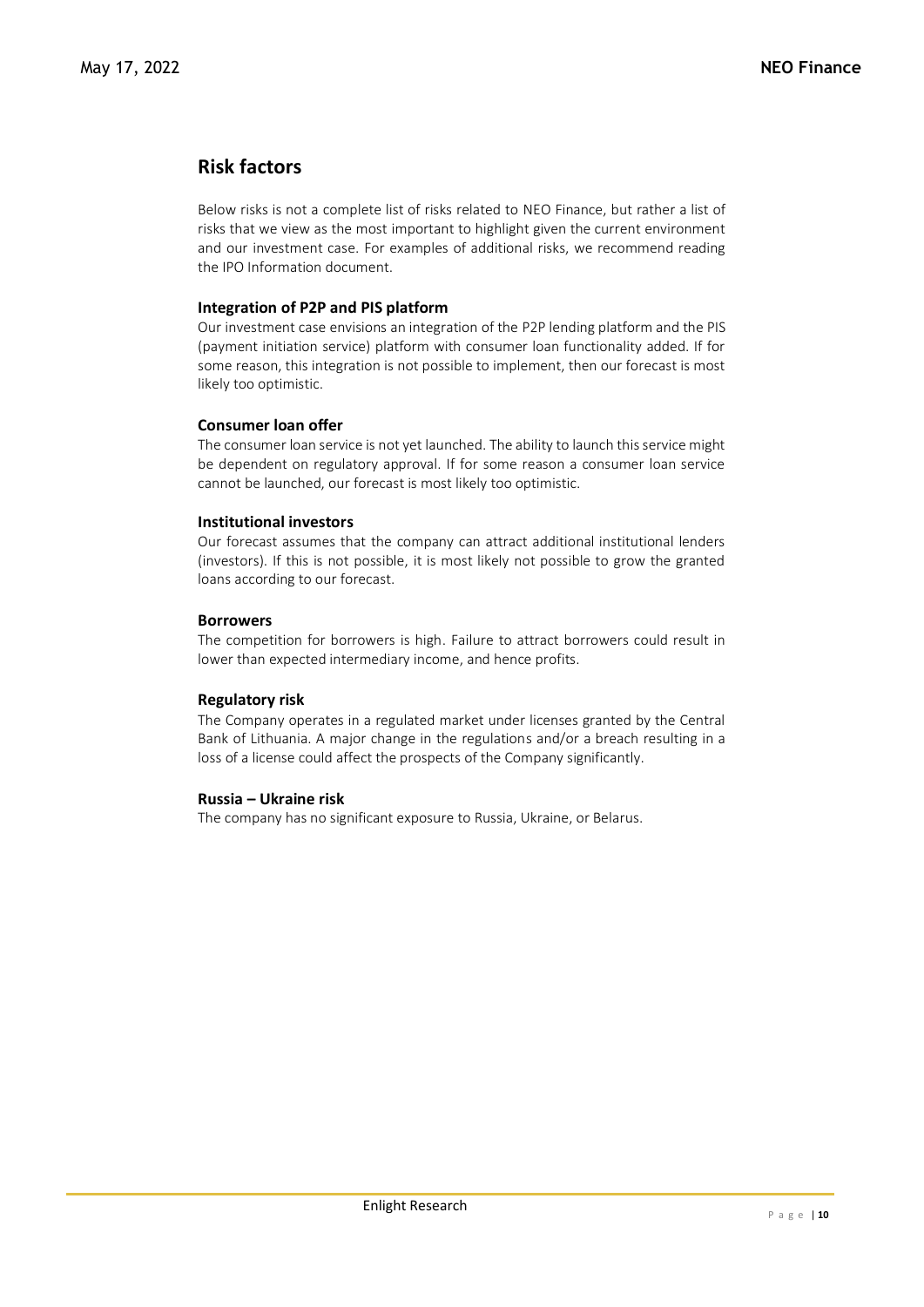## Risk factors

Below risks is not a complete list of risks related to NEO Finance, but rather a list of risks that we view as the most important to highlight given the current environment and our investment case. For examples of additional risks, we recommend reading the IPO Information document.

### Integration of P2P and PIS platform

Our investment case envisions an integration of the P2P lending platform and the PIS (payment initiation service) platform with consumer loan functionality added. If for some reason, this integration is not possible to implement, then our forecast is most likely too optimistic.

### Consumer loan offer

The consumer loan service is not yet launched. The ability to launch this service might be dependent on regulatory approval. If for some reason a consumer loan service cannot be launched, our forecast is most likely too optimistic.

### Institutional investors

Our forecast assumes that the company can attract additional institutional lenders (investors). If this is not possible, it is most likely not possible to grow the granted loans according to our forecast.

### Borrowers

The competition for borrowers is high. Failure to attract borrowers could result in lower than expected intermediary income, and hence profits.

### Regulatory risk

The Company operates in a regulated market under licenses granted by the Central Bank of Lithuania. A major change in the regulations and/or a breach resulting in a loss of a license could affect the prospects of the Company significantly.

### Russia – Ukraine risk

The company has no significant exposure to Russia, Ukraine, or Belarus.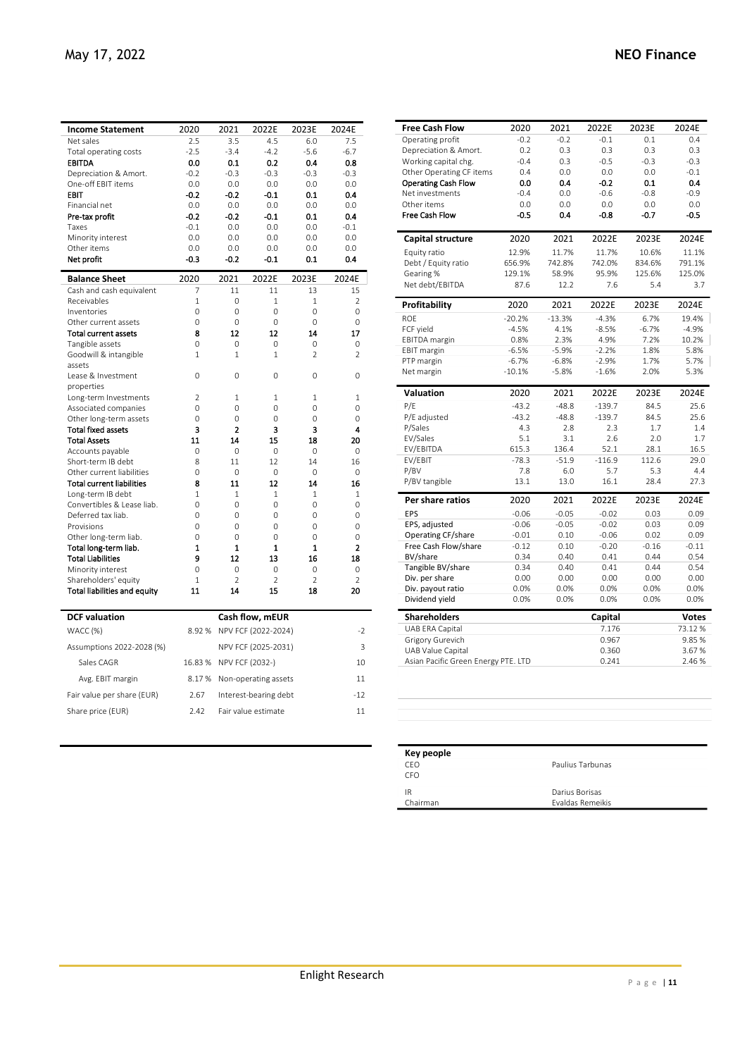| Income Statement | 2020 | 2021 | 2022E | 2023E | 2024E |
|---|---|---|---|---|---|
| Net sales | 2.5 | 3.5 | 4.5 | 6.0 | 7.5 |
| Total operating costs | -2.5 | -3.4 | -4.2 | -5.6 | -6.7 |
| **EBITDA** | **0.0** | **0.1** | **0.2** | **0.4** | **0.8** |
| Depreciation & Amort. | -0.2 | -0.3 | -0.3 | -0.3 | -0.3 |
| One-off EBIT items | 0.0 | 0.0 | 0.0 | 0.0 | 0.0 |
| **EBIT** | **-0.2** | **-0.2** | **-0.1** | **0.1** | **0.4** |
| Financial net | 0.0 | 0.0 | 0.0 | 0.0 | 0.0 |
| **Pre-tax profit** | **-0.2** | **-0.2** | **-0.1** | **0.1** | **0.4** |
| Taxes | -0.1 | 0.0 | 0.0 | 0.0 | -0.1 |
| Minority interest | 0.0 | 0.0 | 0.0 | 0.0 | 0.0 |
| Other items | 0.0 | 0.0 | 0.0 | 0.0 | 0.0 |
| **Net profit** | **-0.3** | **-0.2** | **-0.1** | **0.1** | **0.4** |

| Balance Sheet | 2020 | 2021 | 2022E | 2023E | 2024E |
|---|---|---|---|---|---|
| Cash and cash equivalent | 7 | 11 | 11 | 13 | 15 |
| Receivables | 1 | 0 | 1 | 1 | 2 |
| Inventories | 0 | 0 | 0 | 0 | 0 |
| Other current assets | 0 | 0 | 0 | 0 | 0 |
| **Total current assets** | **8** | **12** | **12** | **14** | **17** |
| Tangible assets | 0 | 0 | 0 | 0 | 0 |
| Goodwill & intangible assets | 1 | 1 | 1 | 2 | 2 |
| Lease & Investment properties | 0 | 0 | 0 | 0 | 0 |
| Long-term Investments | 2 | 1 | 1 | 1 | 1 |
| Associated companies | 0 | 0 | 0 | 0 | 0 |
| Other long-term assets | 0 | 0 | 0 | 0 | 0 |
| **Total fixed assets** | **3** | **2** | **3** | **3** | **4** |
| **Total Assets** | **11** | **14** | **15** | **18** | **20** |
| Accounts payable | 0 | 0 | 0 | 0 | 0 |
| Short-term IB debt | 8 | 11 | 12 | 14 | 16 |
| Other current liabilities | 0 | 0 | 0 | 0 | 0 |
| **Total current liabilities** | **8** | **11** | **12** | **14** | **16** |
| Long-term IB debt | 1 | 1 | 1 | 1 | 1 |
| Convertibles & Lease liab. | 0 | 0 | 0 | 0 | 0 |
| Deferred tax liab. | 0 | 0 | 0 | 0 | 0 |
| Provisions | 0 | 0 | 0 | 0 | 0 |
| Other long-term liab. | 0 | 0 | 0 | 0 | 0 |
| **Total long-term liab.** | **1** | **1** | **1** | **1** | **2** |
| **Total Liabilities** | **9** | **12** | **13** | **16** | **18** |
| Minority interest | 0 | 0 | 0 | 0 | 0 |
| Shareholders' equity | 1 | 2 | 2 | 2 | 2 |
| **Total liabilities and equity** | **11** | **14** | **15** | **18** | **20** |

| DCF valuation | | Cash flow, mEUR | |
|---|---|---|---|
| WACC (%) | 8.92 % | NPV FCF (2022-2024) | -2 |
| Assumptions 2022-2028 (%) | | NPV FCF (2025-2031) | 3 |
| Sales CAGR | 16.83 % | NPV FCF (2032-) | 10 |
| Avg. EBIT margin | 8.17 % | Non-operating assets | 11 |
| Fair value per share (EUR) | 2.67 | Interest-bearing debt | -12 |
| Share price (EUR) | 2.42 | Fair value estimate | 11 |

| Free Cash Flow | 2020 | 2021 | 2022E | 2023E | 2024E |
|---|---|---|---|---|---|
| Operating profit | -0.2 | -0.2 | -0.1 | 0.1 | 0.4 |
| Depreciation & Amort. | 0.2 | 0.3 | 0.3 | 0.3 | 0.3 |
| Working capital chg. | -0.4 | 0.3 | -0.5 | -0.3 | -0.3 |
| Other Operating CF items | 0.4 | 0.0 | 0.0 | 0.0 | -0.1 |
| **Operating Cash Flow** | **0.0** | **0.4** | **-0.2** | **0.1** | **0.4** |
| Net investments | -0.4 | 0.0 | -0.6 | -0.8 | -0.9 |
| Other items | 0.0 | 0.0 | 0.0 | 0.0 | 0.0 |
| **Free Cash Flow** | **-0.5** | **0.4** | **-0.8** | **-0.7** | **-0.5** |

| Capital structure | 2020 | 2021 | 2022E | 2023E | 2024E |
|---|---|---|---|---|---|
| Equity ratio | 12.9% | 11.7% | 11.7% | 10.6% | 11.1% |
| Debt / Equity ratio | 656.9% | 742.8% | 742.0% | 834.6% | 791.1% |
| Gearing % | 129.1% | 58.9% | 95.9% | 125.6% | 125.0% |
| Net debt/EBITDA | 87.6 | 12.2 | 7.6 | 5.4 | 3.7 |

| Profitability | 2020 | 2021 | 2022E | 2023E | 2024E |
|---|---|---|---|---|---|
| ROE | -20.2% | -13.3% | -4.3% | 6.7% | 19.4% |
| FCF yield | -4.5% | 4.1% | -8.5% | -6.7% | -4.9% |
| EBITDA margin | 0.8% | 2.3% | 4.9% | 7.2% | 10.2% |
| EBIT margin | -6.5% | -5.9% | -2.2% | 1.8% | 5.8% |
| PTP margin | -6.7% | -6.8% | -2.9% | 1.7% | 5.7% |
| Net margin | -10.1% | -5.8% | -1.6% | 2.0% | 5.3% |

| Valuation | 2020 | 2021 | 2022E | 2023E | 2024E |
|---|---|---|---|---|---|
| P/E | -43.2 | -48.8 | -139.7 | 84.5 | 25.6 |
| P/E adjusted | -43.2 | -48.8 | -139.7 | 84.5 | 25.6 |
| P/Sales | 4.3 | 2.8 | 2.3 | 1.7 | 1.4 |
| EV/Sales | 5.1 | 3.1 | 2.6 | 2.0 | 1.7 |
| EV/EBITDA | 615.3 | 136.4 | 52.1 | 28.1 | 16.5 |
| EV/EBIT | -78.3 | -51.9 | -116.9 | 112.6 | 29.0 |
| P/BV | 7.8 | 6.0 | 5.7 | 5.3 | 4.4 |
| P/BV tangible | 13.1 | 13.0 | 16.1 | 28.4 | 27.3 |

| Per share ratios | 2020 | 2021 | 2022E | 2023E | 2024E |
|---|---|---|---|---|---|
| EPS | -0.06 | -0.05 | -0.02 | 0.03 | 0.09 |
| EPS, adjusted | -0.06 | -0.05 | -0.02 | 0.03 | 0.09 |
| Operating CF/share | -0.01 | 0.10 | -0.06 | 0.02 | 0.09 |
| Free Cash Flow/share | -0.12 | 0.10 | -0.20 | -0.16 | -0.11 |
| BV/share | 0.34 | 0.40 | 0.41 | 0.44 | 0.54 |
| Tangible BV/share | 0.34 | 0.40 | 0.41 | 0.44 | 0.54 |
| Div. per share | 0.00 | 0.00 | 0.00 | 0.00 | 0.00 |
| Div. payout ratio | 0.0% | 0.0% | 0.0% | 0.0% | 0.0% |
| Dividend yield | 0.0% | 0.0% | 0.0% | 0.0% | 0.0% |

| Shareholders | Capital | Votes |
|---|---|---|
| UAB ERA Capital | 7.176 | 73.12 % |
| Grigory Gurevich | 0.967 | 9.85 % |
| UAB Value Capital | 0.360 | 3.67 % |
| Asian Pacific Green Energy PTE. LTD | 0.241 | 2.46 % |

| Key people | |
|---|---|
| CEO | Paulius Tarbunas |
| CFO | |
| IR | Darius Borisas |
| Chairman | Evaldas Remeikis |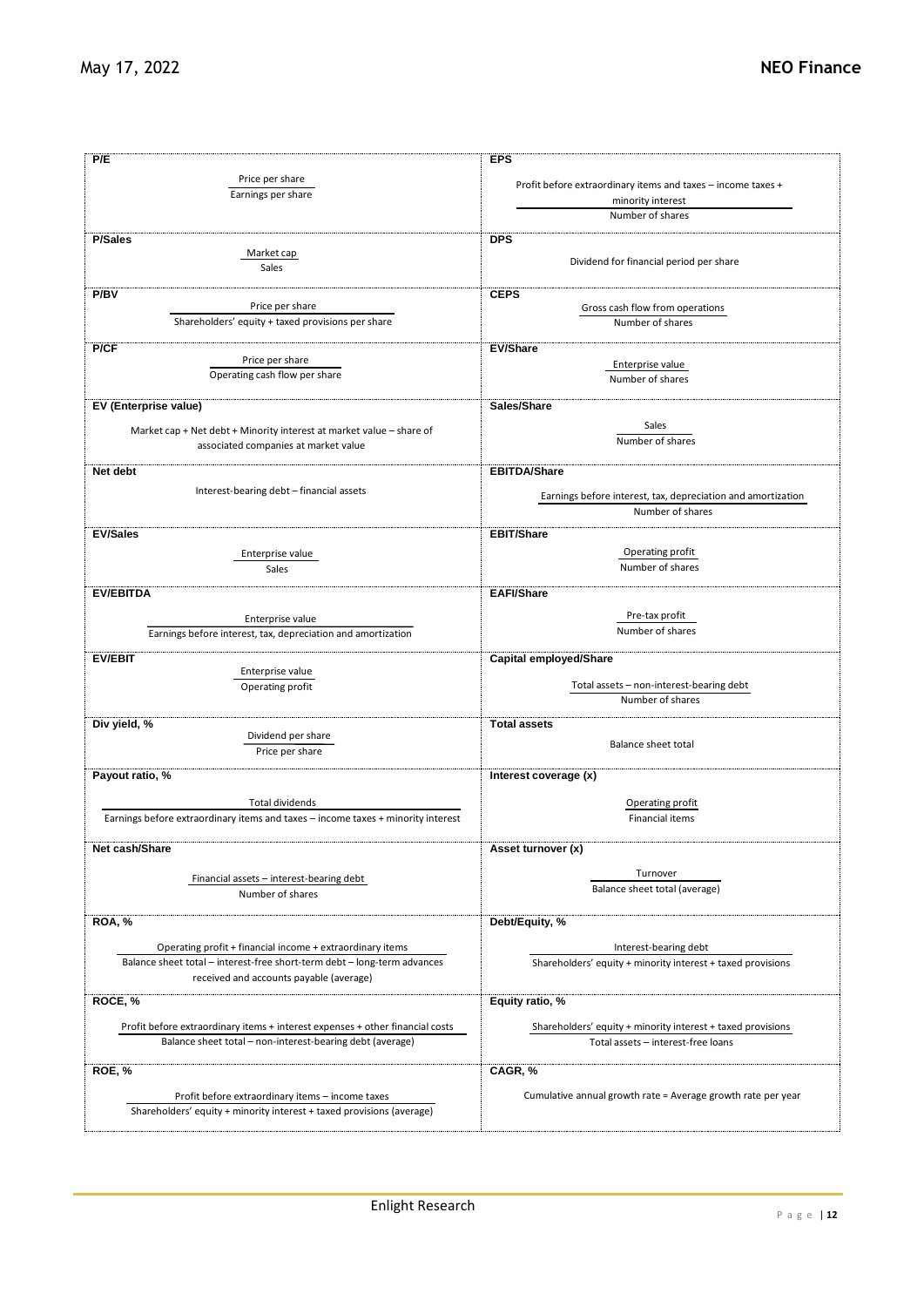| Ratio | Definition |
|---|---|
| **P/E** | Price per share / Earnings per share |
| **P/Sales** | Market cap / Sales |
| **P/BV** | Price per share / Shareholders' equity + taxed provisions per share |
| **P/CF** | Price per share / Operating cash flow per share |
| **EV (Enterprise value)** | Market cap + Net debt + Minority interest at market value – share of associated companies at market value |
| **Net debt** | Interest-bearing debt – financial assets |
| **EV/Sales** | Enterprise value / Sales |
| **EV/EBITDA** | Enterprise value / Earnings before interest, tax, depreciation and amortization |
| **EV/EBIT** | Enterprise value / Operating profit |
| **Div yield, %** | Dividend per share / Price per share |
| **Payout ratio, %** | Total dividends / Earnings before extraordinary items and taxes – income taxes + minority interest |
| **Net cash/Share** | Financial assets – interest-bearing debt / Number of shares |
| **ROA, %** | Operating profit + financial income + extraordinary items / Balance sheet total – interest-free short-term debt – long-term advances received and accounts payable (average) |
| **ROCE, %** | Profit before extraordinary items + interest expenses + other financial costs / Balance sheet total – non-interest-bearing debt (average) |
| **ROE, %** | Profit before extraordinary items – income taxes / Shareholders' equity + minority interest + taxed provisions (average) |
| **EPS** | Profit before extraordinary items and taxes – income taxes + minority interest / Number of shares |
| **DPS** | Dividend for financial period per share |
| **CEPS** | Gross cash flow from operations / Number of shares |
| **EV/Share** | Enterprise value / Number of shares |
| **Sales/Share** | Sales / Number of shares |
| **EBITDA/Share** | Earnings before interest, tax, depreciation and amortization / Number of shares |
| **EBIT/Share** | Operating profit / Number of shares |
| **EAFI/Share** | Pre-tax profit / Number of shares |
| **Capital employed/Share** | Total assets – non-interest-bearing debt / Number of shares |
| **Total assets** | Balance sheet total |
| **Interest coverage (x)** | Operating profit / Financial items |
| **Asset turnover (x)** | Turnover / Balance sheet total (average) |
| **Debt/Equity, %** | Interest-bearing debt / Shareholders' equity + minority interest + taxed provisions |
| **Equity ratio, %** | Shareholders' equity + minority interest + taxed provisions / Total assets – interest-free loans |
| **CAGR, %** | Cumulative annual growth rate = Average growth rate per year |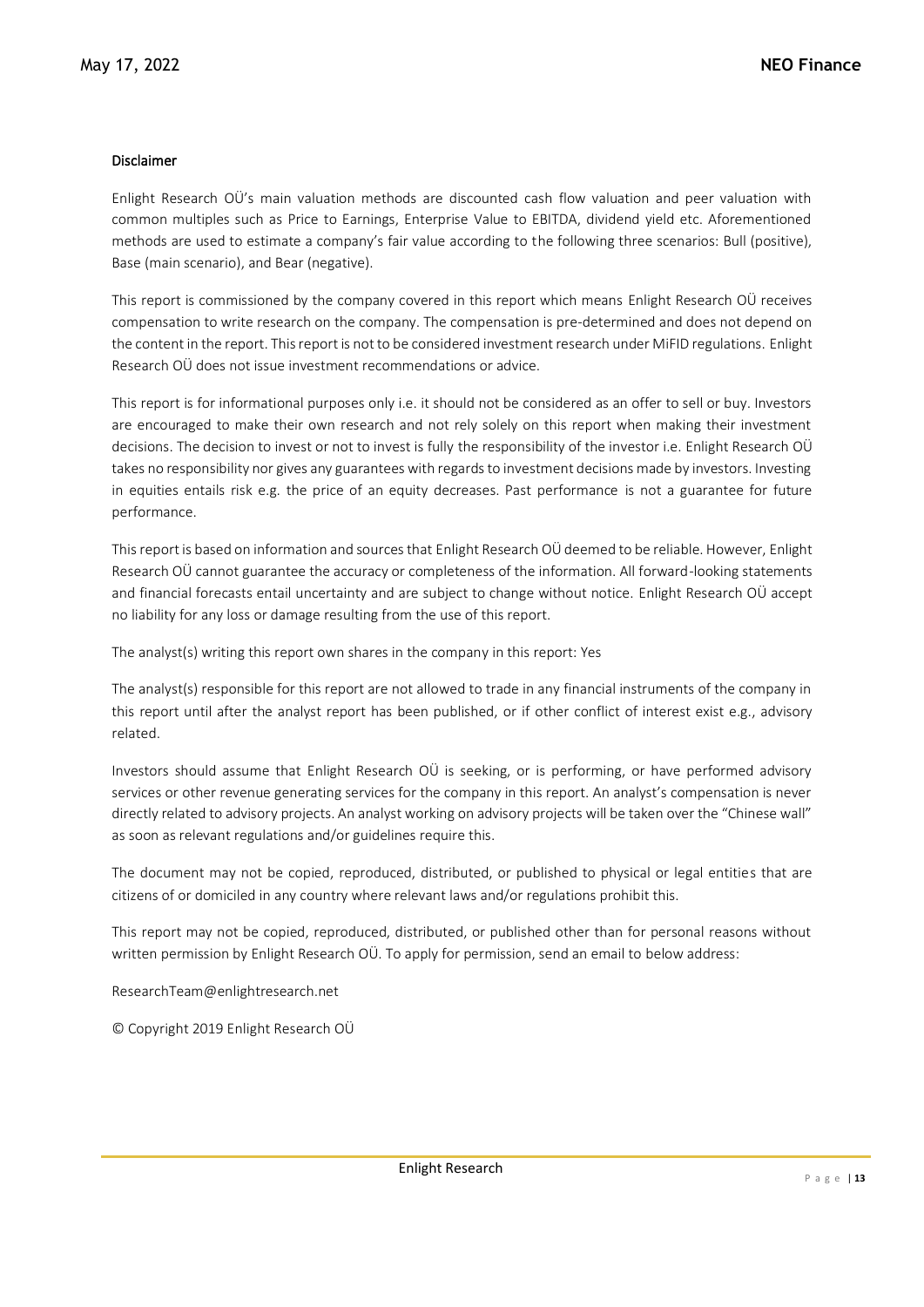## Disclaimer

Enlight Research OÜ's main valuation methods are discounted cash flow valuation and peer valuation with common multiples such as Price to Earnings, Enterprise Value to EBITDA, dividend yield etc. Aforementioned methods are used to estimate a company's fair value according to the following three scenarios: Bull (positive), Base (main scenario), and Bear (negative).

This report is commissioned by the company covered in this report which means Enlight Research OÜ receives compensation to write research on the company. The compensation is pre-determined and does not depend on the content in the report. This report is not to be considered investment research under MiFID regulations. Enlight Research OÜ does not issue investment recommendations or advice.

This report is for informational purposes only i.e. it should not be considered as an offer to sell or buy. Investors are encouraged to make their own research and not rely solely on this report when making their investment decisions. The decision to invest or not to invest is fully the responsibility of the investor i.e. Enlight Research OÜ takes no responsibility nor gives any guarantees with regards to investment decisions made by investors. Investing in equities entails risk e.g. the price of an equity decreases. Past performance is not a guarantee for future performance.

This report is based on information and sources that Enlight Research OÜ deemed to be reliable. However, Enlight Research OÜ cannot guarantee the accuracy or completeness of the information. All forward-looking statements and financial forecasts entail uncertainty and are subject to change without notice. Enlight Research OÜ accept no liability for any loss or damage resulting from the use of this report.

The analyst(s) writing this report own shares in the company in this report: Yes

The analyst(s) responsible for this report are not allowed to trade in any financial instruments of the company in this report until after the analyst report has been published, or if other conflict of interest exist e.g., advisory related.

Investors should assume that Enlight Research OÜ is seeking, or is performing, or have performed advisory services or other revenue generating services for the company in this report. An analyst's compensation is never directly related to advisory projects. An analyst working on advisory projects will be taken over the "Chinese wall" as soon as relevant regulations and/or guidelines require this.

The document may not be copied, reproduced, distributed, or published to physical or legal entities that are citizens of or domiciled in any country where relevant laws and/or regulations prohibit this.

This report may not be copied, reproduced, distributed, or published other than for personal reasons without written permission by Enlight Research OÜ. To apply for permission, send an email to below address:

ResearchTeam@enlightresearch.net

© Copyright 2019 Enlight Research OÜ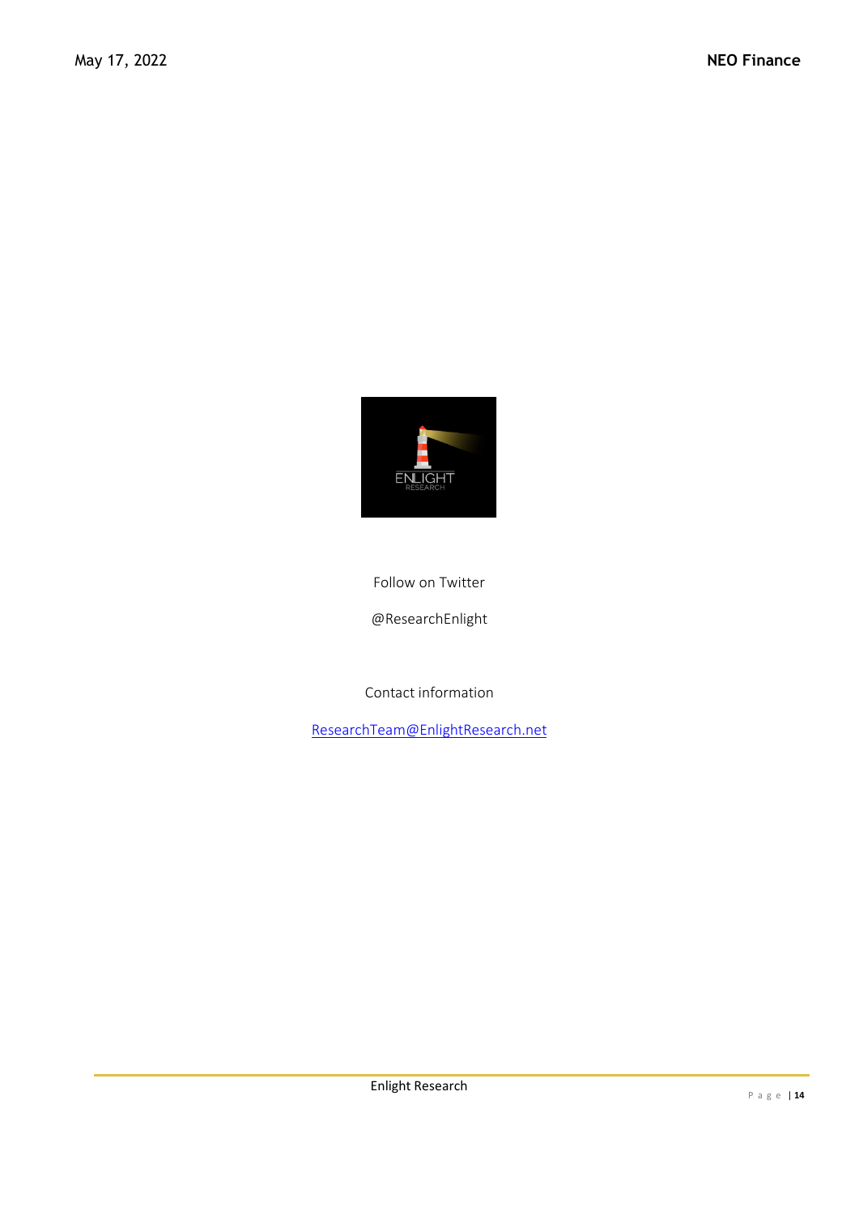Follow on Twitter

@ResearchEnlight

Contact information

ResearchTeam@EnlightResearch.net